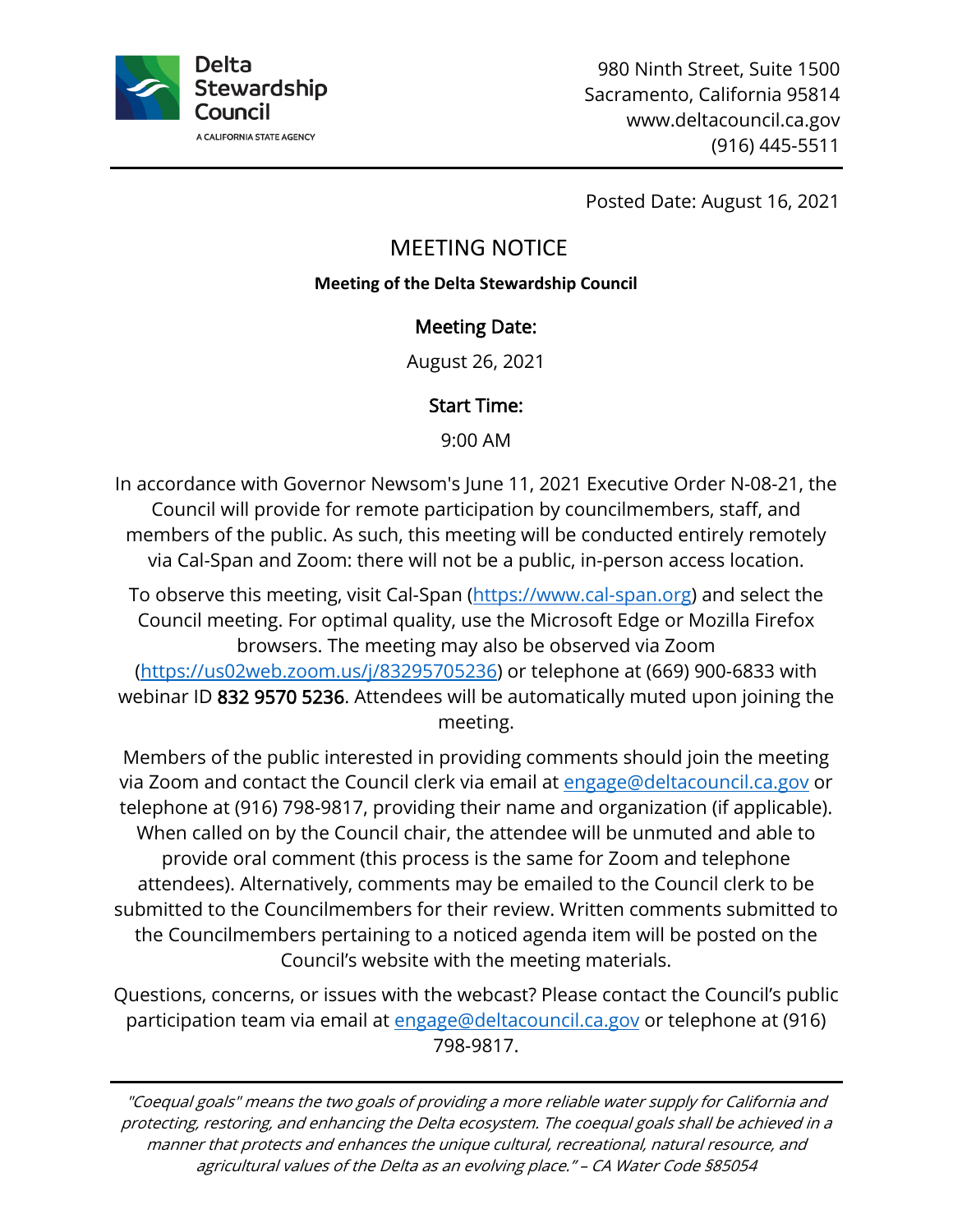Delta Stewardship Council

A CALIFORNIA STATE AGENCY

980 Ninth Street, Suite 1500
Sacramento, California 95814
www.deltacouncil.ca.gov
(916) 445-5511

Posted Date: August 16, 2021

# MEETING NOTICE

**Meeting of the Delta Stewardship Council**

## Meeting Date:

August 26, 2021

## Start Time:

9:00 AM

In accordance with Governor Newsom's June 11, 2021 Executive Order N-08-21, the Council will provide for remote participation by councilmembers, staff, and members of the public. As such, this meeting will be conducted entirely remotely via Cal-Span and Zoom: there will not be a public, in-person access location.

To observe this meeting, visit Cal-Span (https://www.cal-span.org) and select the Council meeting. For optimal quality, use the Microsoft Edge or Mozilla Firefox browsers. The meeting may also be observed via Zoom (https://us02web.zoom.us/j/83295705236) or telephone at (669) 900-6833 with webinar ID 832 9570 5236. Attendees will be automatically muted upon joining the meeting.

Members of the public interested in providing comments should join the meeting via Zoom and contact the Council clerk via email at engage@deltacouncil.ca.gov or telephone at (916) 798-9817, providing their name and organization (if applicable). When called on by the Council chair, the attendee will be unmuted and able to provide oral comment (this process is the same for Zoom and telephone attendees). Alternatively, comments may be emailed to the Council clerk to be submitted to the Councilmembers for their review. Written comments submitted to the Councilmembers pertaining to a noticed agenda item will be posted on the Council's website with the meeting materials.

Questions, concerns, or issues with the webcast? Please contact the Council's public participation team via email at engage@deltacouncil.ca.gov or telephone at (916) 798-9817.

---

*"Coequal goals" means the two goals of providing a more reliable water supply for California and protecting, restoring, and enhancing the Delta ecosystem. The coequal goals shall be achieved in a manner that protects and enhances the unique cultural, recreational, natural resource, and agricultural values of the Delta as an evolving place." – CA Water Code §85054*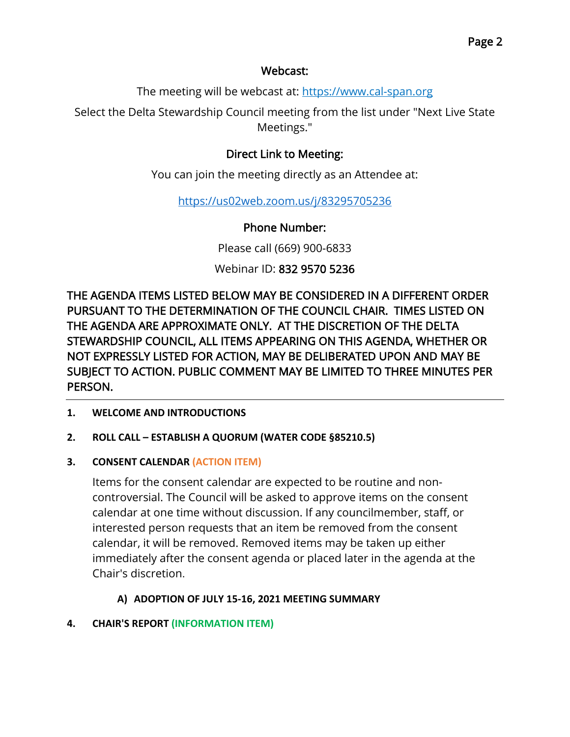### Webcast:

The meeting will be webcast at: [https://www.cal-span.org](https://www.cal-span.org)

Select the Delta Stewardship Council meeting from the list under "Next Live State Meetings."

### Direct Link to Meeting:

You can join the meeting directly as an Attendee at:

[https://us02web.zoom.us/j/83295705236](https://us02web.zoom.us/j/83295705236)

### Phone Number:

Please call (669) 900-6833

Webinar ID: 832 9570 5236

THE AGENDA ITEMS LISTED BELOW MAY BE CONSIDERED IN A DIFFERENT ORDER PURSUANT TO THE DETERMINATION OF THE COUNCIL CHAIR. TIMES LISTED ON THE AGENDA ARE APPROXIMATE ONLY. AT THE DISCRETION OF THE DELTA STEWARDSHIP COUNCIL, ALL ITEMS APPEARING ON THIS AGENDA, WHETHER OR NOT EXPRESSLY LISTED FOR ACTION, MAY BE DELIBERATED UPON AND MAY BE SUBJECT TO ACTION. PUBLIC COMMENT MAY BE LIMITED TO THREE MINUTES PER PERSON.

---

**1. WELCOME AND INTRODUCTIONS**

**2. ROLL CALL – ESTABLISH A QUORUM (WATER CODE §85210.5)**

**3. CONSENT CALENDAR (ACTION ITEM)**

Items for the consent calendar are expected to be routine and non-controversial. The Council will be asked to approve items on the consent calendar at one time without discussion. If any councilmember, staff, or interested person requests that an item be removed from the consent calendar, it will be removed. Removed items may be taken up either immediately after the consent agenda or placed later in the agenda at the Chair's discretion.

**A) ADOPTION OF JULY 15-16, 2021 MEETING SUMMARY**

**4. CHAIR'S REPORT (INFORMATION ITEM)**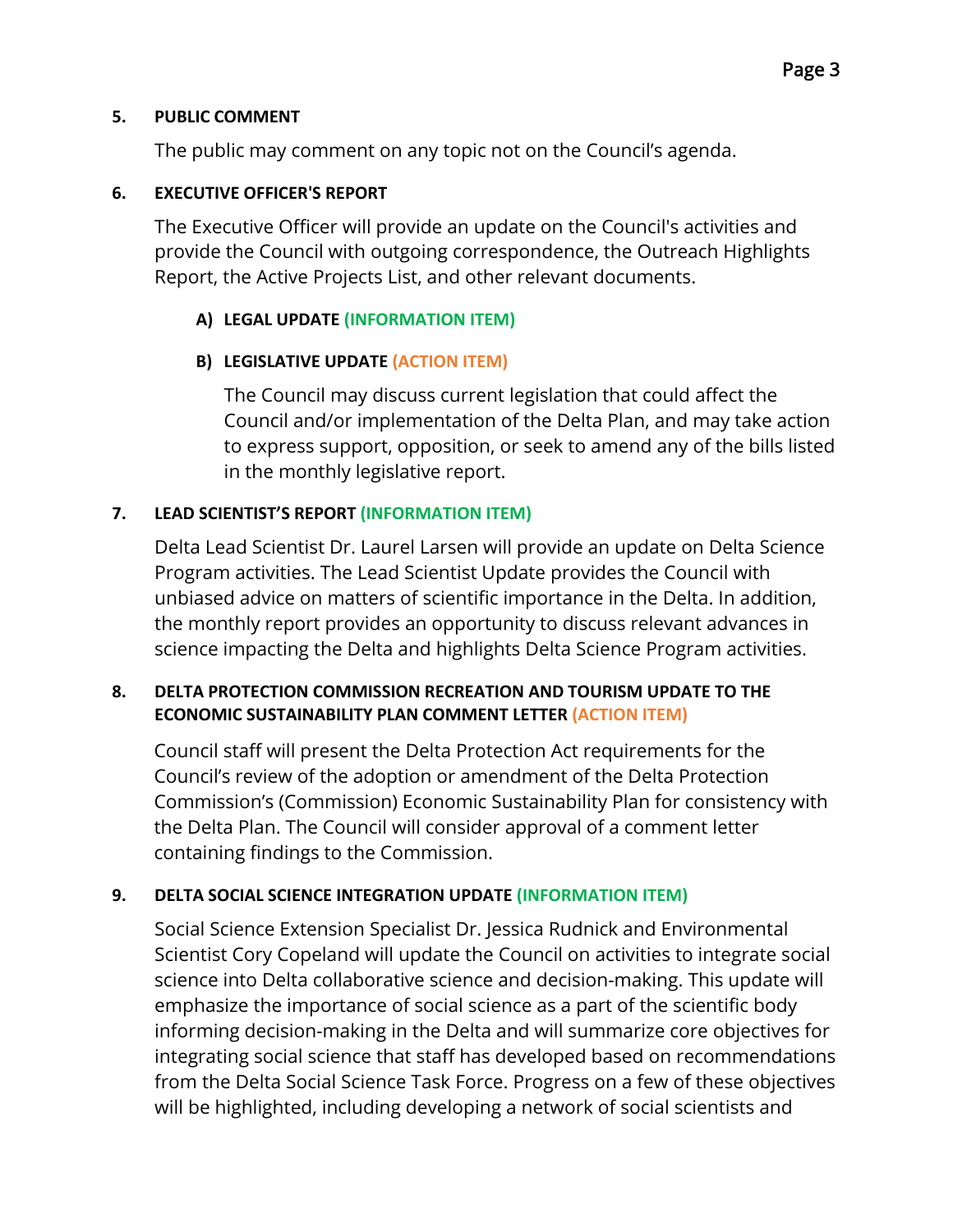**5. PUBLIC COMMENT**

The public may comment on any topic not on the Council's agenda.

**6. EXECUTIVE OFFICER'S REPORT**

The Executive Officer will provide an update on the Council's activities and provide the Council with outgoing correspondence, the Outreach Highlights Report, the Active Projects List, and other relevant documents.

**A) LEGAL UPDATE (INFORMATION ITEM)**

**B) LEGISLATIVE UPDATE (ACTION ITEM)**

The Council may discuss current legislation that could affect the Council and/or implementation of the Delta Plan, and may take action to express support, opposition, or seek to amend any of the bills listed in the monthly legislative report.

**7. LEAD SCIENTIST'S REPORT (INFORMATION ITEM)**

Delta Lead Scientist Dr. Laurel Larsen will provide an update on Delta Science Program activities. The Lead Scientist Update provides the Council with unbiased advice on matters of scientific importance in the Delta. In addition, the monthly report provides an opportunity to discuss relevant advances in science impacting the Delta and highlights Delta Science Program activities.

**8. DELTA PROTECTION COMMISSION RECREATION AND TOURISM UPDATE TO THE ECONOMIC SUSTAINABILITY PLAN COMMENT LETTER (ACTION ITEM)**

Council staff will present the Delta Protection Act requirements for the Council's review of the adoption or amendment of the Delta Protection Commission's (Commission) Economic Sustainability Plan for consistency with the Delta Plan. The Council will consider approval of a comment letter containing findings to the Commission.

**9. DELTA SOCIAL SCIENCE INTEGRATION UPDATE (INFORMATION ITEM)**

Social Science Extension Specialist Dr. Jessica Rudnick and Environmental Scientist Cory Copeland will update the Council on activities to integrate social science into Delta collaborative science and decision-making. This update will emphasize the importance of social science as a part of the scientific body informing decision-making in the Delta and will summarize core objectives for integrating social science that staff has developed based on recommendations from the Delta Social Science Task Force. Progress on a few of these objectives will be highlighted, including developing a network of social scientists and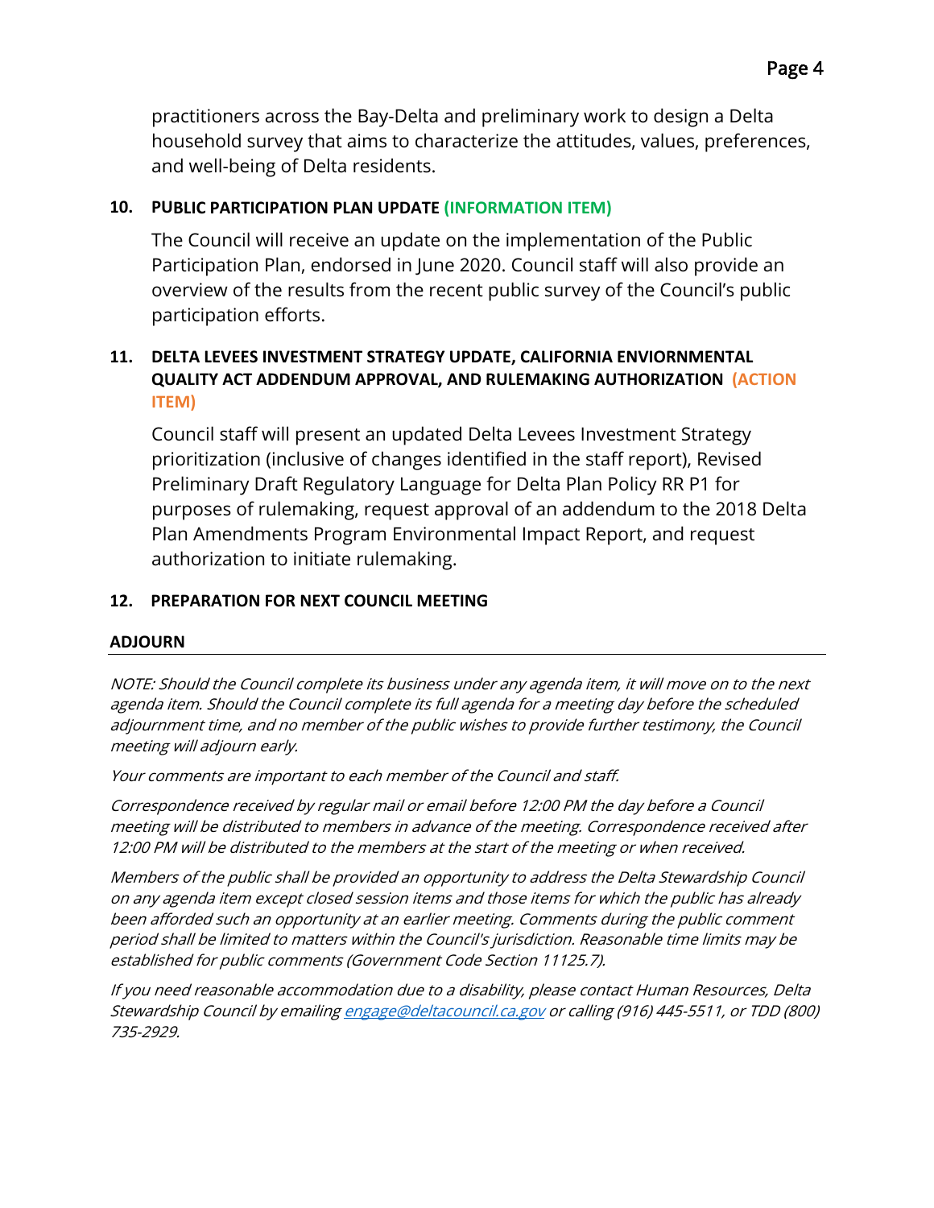practitioners across the Bay-Delta and preliminary work to design a Delta household survey that aims to characterize the attitudes, values, preferences, and well-being of Delta residents.

**10. PUBLIC PARTICIPATION PLAN UPDATE (INFORMATION ITEM)**

The Council will receive an update on the implementation of the Public Participation Plan, endorsed in June 2020. Council staff will also provide an overview of the results from the recent public survey of the Council's public participation efforts.

**11. DELTA LEVEES INVESTMENT STRATEGY UPDATE, CALIFORNIA ENVIORNMENTAL QUALITY ACT ADDENDUM APPROVAL, AND RULEMAKING AUTHORIZATION (ACTION ITEM)**

Council staff will present an updated Delta Levees Investment Strategy prioritization (inclusive of changes identified in the staff report), Revised Preliminary Draft Regulatory Language for Delta Plan Policy RR P1 for purposes of rulemaking, request approval of an addendum to the 2018 Delta Plan Amendments Program Environmental Impact Report, and request authorization to initiate rulemaking.

**12. PREPARATION FOR NEXT COUNCIL MEETING**

**ADJOURN**

---

*NOTE: Should the Council complete its business under any agenda item, it will move on to the next agenda item. Should the Council complete its full agenda for a meeting day before the scheduled adjournment time, and no member of the public wishes to provide further testimony, the Council meeting will adjourn early.*

*Your comments are important to each member of the Council and staff.*

*Correspondence received by regular mail or email before 12:00 PM the day before a Council meeting will be distributed to members in advance of the meeting. Correspondence received after 12:00 PM will be distributed to the members at the start of the meeting or when received.*

*Members of the public shall be provided an opportunity to address the Delta Stewardship Council on any agenda item except closed session items and those items for which the public has already been afforded such an opportunity at an earlier meeting. Comments during the public comment period shall be limited to matters within the Council's jurisdiction. Reasonable time limits may be established for public comments (Government Code Section 11125.7).*

*If you need reasonable accommodation due to a disability, please contact Human Resources, Delta Stewardship Council by emailing engage@deltacouncil.ca.gov or calling (916) 445-5511, or TDD (800) 735-2929.*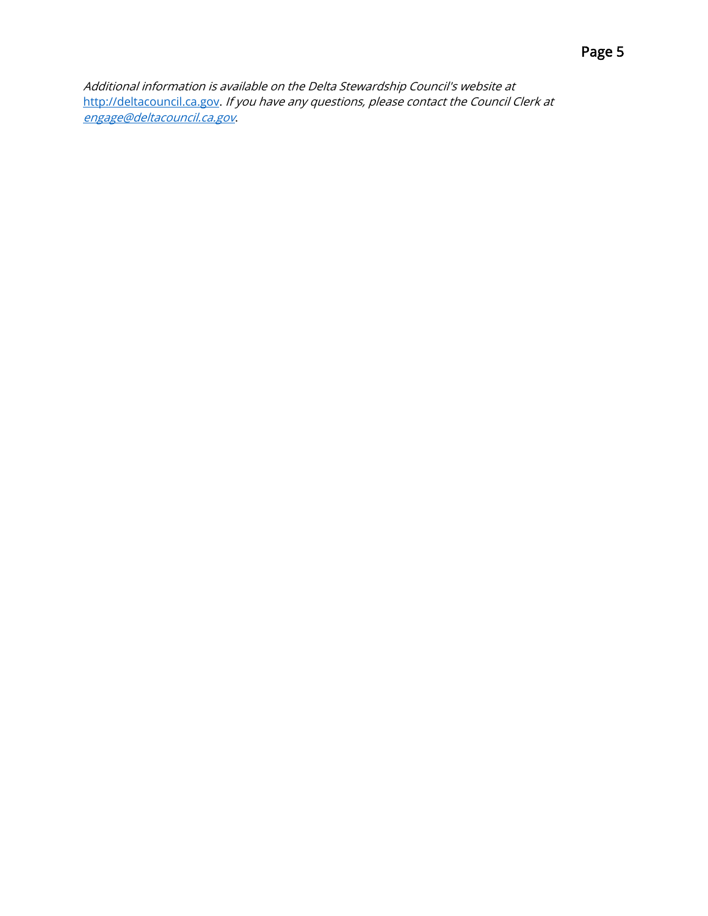*Additional information is available on the Delta Stewardship Council's website at* [http://deltacouncil.ca.gov](http://deltacouncil.ca.gov). *If you have any questions, please contact the Council Clerk at* [*engage@deltacouncil.ca.gov*](mailto:engage@deltacouncil.ca.gov).